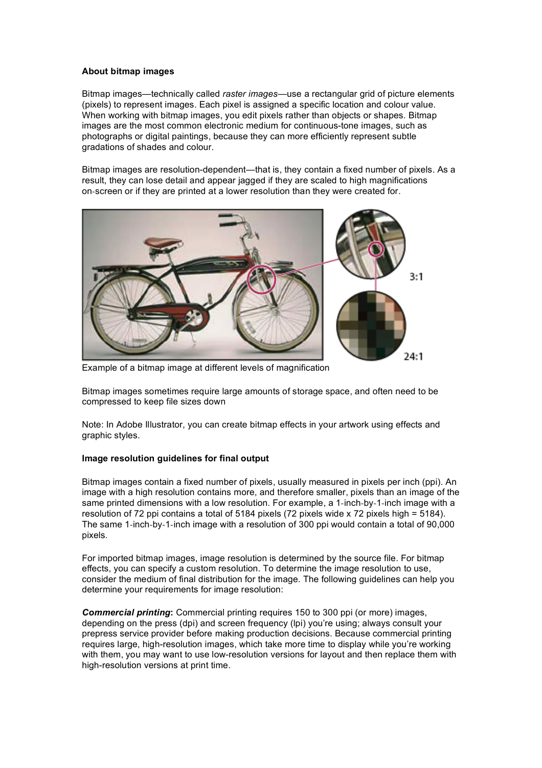**About bitmap images**

Bitmap images—technically called *raster images*—use a rectangular grid of picture elements (pixels) to represent images. Each pixel is assigned a specific location and colour value. When working with bitmap images, you edit pixels rather than objects or shapes. Bitmap images are the most common electronic medium for continuous-tone images, such as photographs or digital paintings, because they can more efficiently represent subtle gradations of shades and colour.

Bitmap images are resolution-dependent—that is, they contain a fixed number of pixels. As a result, they can lose detail and appear jagged if they are scaled to high magnifications on-screen or if they are printed at a lower resolution than they were created for.

Example of a bitmap image at different levels of magnification

Bitmap images sometimes require large amounts of storage space, and often need to be compressed to keep file sizes down

Note: In Adobe Illustrator, you can create bitmap effects in your artwork using effects and graphic styles.

**Image resolution guidelines for final output**

Bitmap images contain a fixed number of pixels, usually measured in pixels per inch (ppi). An image with a high resolution contains more, and therefore smaller, pixels than an image of the same printed dimensions with a low resolution. For example, a 1-inch-by-1-inch image with a resolution of 72 ppi contains a total of 5184 pixels (72 pixels wide x 72 pixels high = 5184). The same 1-inch-by-1-inch image with a resolution of 300 ppi would contain a total of 90,000 pixels.

For imported bitmap images, image resolution is determined by the source file. For bitmap effects, you can specify a custom resolution. To determine the image resolution to use, consider the medium of final distribution for the image. The following guidelines can help you determine your requirements for image resolution:

***Commercial printing*:** Commercial printing requires 150 to 300 ppi (or more) images, depending on the press (dpi) and screen frequency (lpi) you're using; always consult your prepress service provider before making production decisions. Because commercial printing requires large, high-resolution images, which take more time to display while you're working with them, you may want to use low-resolution versions for layout and then replace them with high-resolution versions at print time.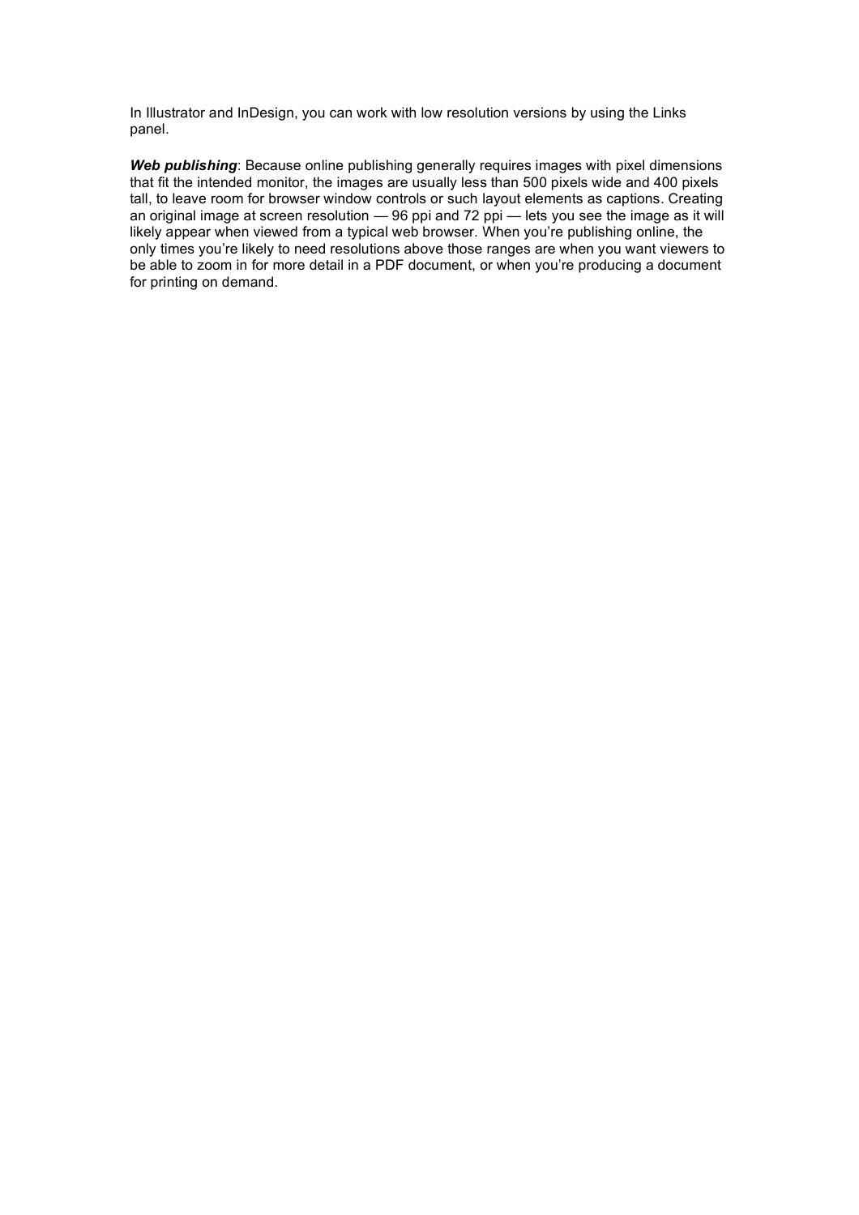In Illustrator and InDesign, you can work with low resolution versions by using the Links panel.

***Web publishing***: Because online publishing generally requires images with pixel dimensions that fit the intended monitor, the images are usually less than 500 pixels wide and 400 pixels tall, to leave room for browser window controls or such layout elements as captions. Creating an original image at screen resolution — 96 ppi and 72 ppi — lets you see the image as it will likely appear when viewed from a typical web browser. When you're publishing online, the only times you're likely to need resolutions above those ranges are when you want viewers to be able to zoom in for more detail in a PDF document, or when you're producing a document for printing on demand.